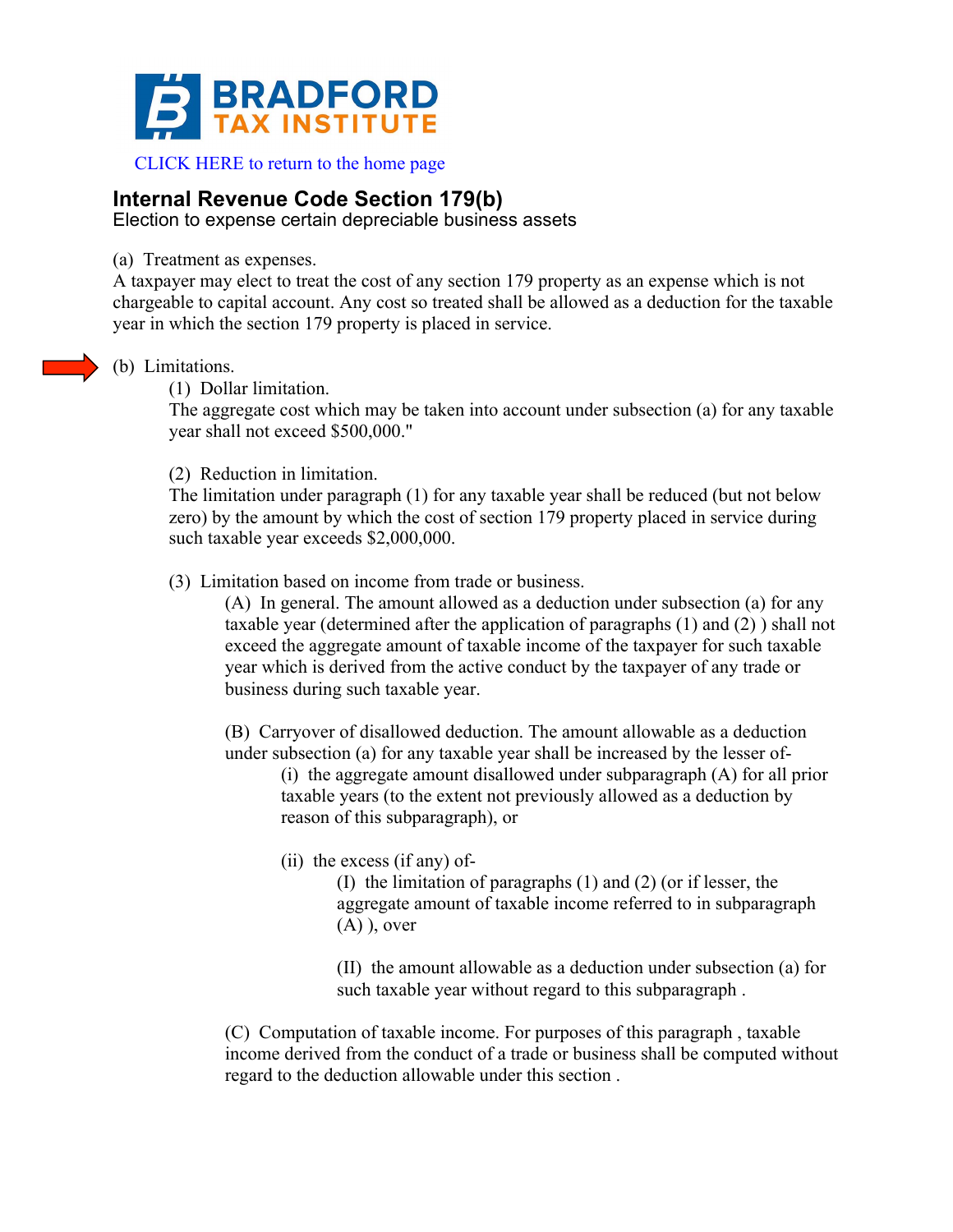BRADFORD TAX INSTITUTE

CLICK HERE to return to the home page

## Internal Revenue Code Section 179(b)

Election to expense certain depreciable business assets

(a) Treatment as expenses.
A taxpayer may elect to treat the cost of any section 179 property as an expense which is not chargeable to capital account. Any cost so treated shall be allowed as a deduction for the taxable year in which the section 179 property is placed in service.

(b) Limitations.

(1) Dollar limitation.
The aggregate cost which may be taken into account under subsection (a) for any taxable year shall not exceed $500,000."

(2) Reduction in limitation.
The limitation under paragraph (1) for any taxable year shall be reduced (but not below zero) by the amount by which the cost of section 179 property placed in service during such taxable year exceeds $2,000,000.

(3) Limitation based on income from trade or business.

(A) In general. The amount allowed as a deduction under subsection (a) for any taxable year (determined after the application of paragraphs (1) and (2) ) shall not exceed the aggregate amount of taxable income of the taxpayer for such taxable year which is derived from the active conduct by the taxpayer of any trade or business during such taxable year.

(B) Carryover of disallowed deduction. The amount allowable as a deduction under subsection (a) for any taxable year shall be increased by the lesser of-

(i) the aggregate amount disallowed under subparagraph (A) for all prior taxable years (to the extent not previously allowed as a deduction by reason of this subparagraph), or

(ii) the excess (if any) of-

(I) the limitation of paragraphs (1) and (2) (or if lesser, the aggregate amount of taxable income referred to in subparagraph (A) ), over

(II) the amount allowable as a deduction under subsection (a) for such taxable year without regard to this subparagraph .

(C) Computation of taxable income. For purposes of this paragraph , taxable income derived from the conduct of a trade or business shall be computed without regard to the deduction allowable under this section .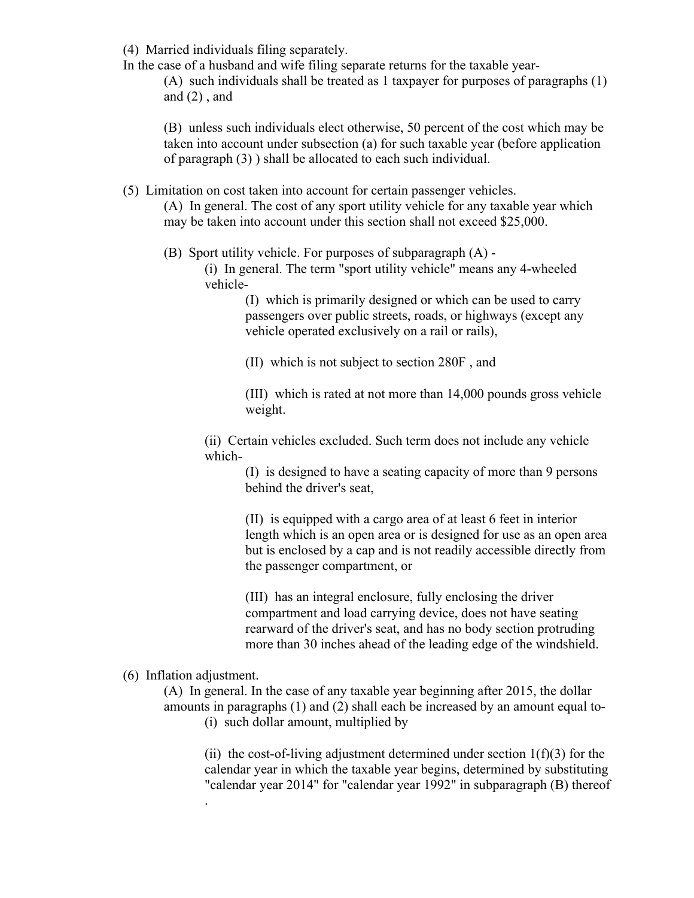(4) Married individuals filing separately.

In the case of a husband and wife filing separate returns for the taxable year-

> (A) such individuals shall be treated as 1 taxpayer for purposes of paragraphs (1) and (2) , and
>
> (B) unless such individuals elect otherwise, 50 percent of the cost which may be taken into account under subsection (a) for such taxable year (before application of paragraph (3) ) shall be allocated to each such individual.

(5) Limitation on cost taken into account for certain passenger vehicles.

> (A) In general. The cost of any sport utility vehicle for any taxable year which may be taken into account under this section shall not exceed $25,000.
>
> (B) Sport utility vehicle. For purposes of subparagraph (A) -
>
> > (i) In general. The term "sport utility vehicle" means any 4-wheeled vehicle-
> >
> > > (I) which is primarily designed or which can be used to carry passengers over public streets, roads, or highways (except any vehicle operated exclusively on a rail or rails),
> > >
> > > (II) which is not subject to section 280F , and
> > >
> > > (III) which is rated at not more than 14,000 pounds gross vehicle weight.
> >
> > (ii) Certain vehicles excluded. Such term does not include any vehicle which-
> >
> > > (I) is designed to have a seating capacity of more than 9 persons behind the driver's seat,
> > >
> > > (II) is equipped with a cargo area of at least 6 feet in interior length which is an open area or is designed for use as an open area but is enclosed by a cap and is not readily accessible directly from the passenger compartment, or
> > >
> > > (III) has an integral enclosure, fully enclosing the driver compartment and load carrying device, does not have seating rearward of the driver's seat, and has no body section protruding more than 30 inches ahead of the leading edge of the windshield.

(6) Inflation adjustment.

> (A) In general. In the case of any taxable year beginning after 2015, the dollar amounts in paragraphs (1) and (2) shall each be increased by an amount equal to-
>
> > (i) such dollar amount, multiplied by
> >
> > (ii) the cost-of-living adjustment determined under section 1(f)(3) for the calendar year in which the taxable year begins, determined by substituting "calendar year 2014" for "calendar year 1992" in subparagraph (B) thereof .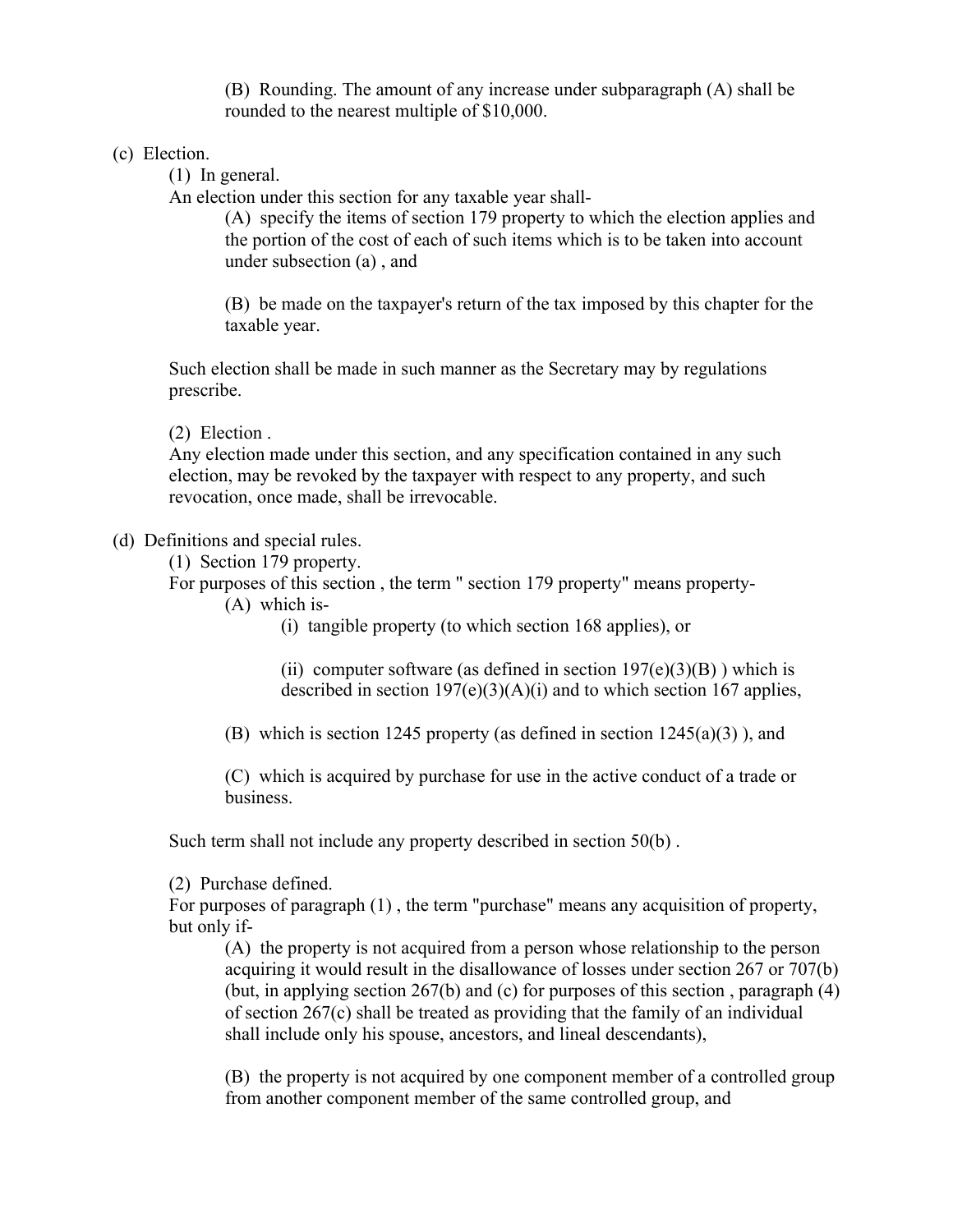(B) Rounding. The amount of any increase under subparagraph (A) shall be rounded to the nearest multiple of $10,000.

(c) Election.

(1) In general.

An election under this section for any taxable year shall-

(A) specify the items of section 179 property to which the election applies and the portion of the cost of each of such items which is to be taken into account under subsection (a) , and

(B) be made on the taxpayer's return of the tax imposed by this chapter for the taxable year.

Such election shall be made in such manner as the Secretary may by regulations prescribe.

(2) Election .

Any election made under this section, and any specification contained in any such election, may be revoked by the taxpayer with respect to any property, and such revocation, once made, shall be irrevocable.

(d) Definitions and special rules.

(1) Section 179 property.

For purposes of this section , the term " section 179 property" means property-

(A) which is-

(i) tangible property (to which section 168 applies), or

(ii) computer software (as defined in section 197(e)(3)(B) ) which is described in section 197(e)(3)(A)(i) and to which section 167 applies,

(B) which is section 1245 property (as defined in section 1245(a)(3) ), and

(C) which is acquired by purchase for use in the active conduct of a trade or business.

Such term shall not include any property described in section 50(b) .

(2) Purchase defined.

For purposes of paragraph (1) , the term "purchase" means any acquisition of property, but only if-

(A) the property is not acquired from a person whose relationship to the person acquiring it would result in the disallowance of losses under section 267 or 707(b) (but, in applying section 267(b) and (c) for purposes of this section , paragraph (4) of section 267(c) shall be treated as providing that the family of an individual shall include only his spouse, ancestors, and lineal descendants),

(B) the property is not acquired by one component member of a controlled group from another component member of the same controlled group, and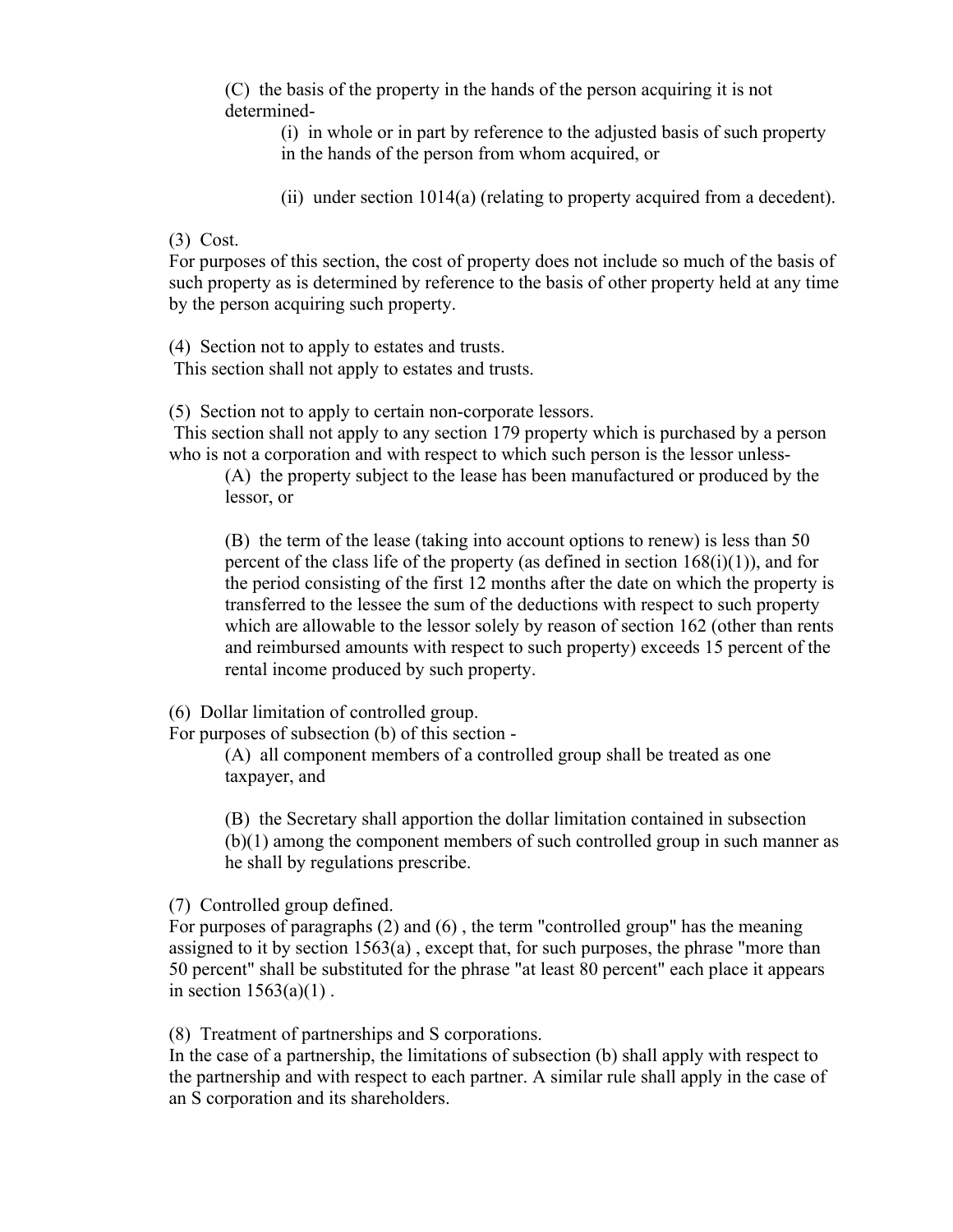(C) the basis of the property in the hands of the person acquiring it is not determined-

(i) in whole or in part by reference to the adjusted basis of such property in the hands of the person from whom acquired, or

(ii) under section 1014(a) (relating to property acquired from a decedent).

(3) Cost.
For purposes of this section, the cost of property does not include so much of the basis of such property as is determined by reference to the basis of other property held at any time by the person acquiring such property.

(4) Section not to apply to estates and trusts.
This section shall not apply to estates and trusts.

(5) Section not to apply to certain non-corporate lessors.
This section shall not apply to any section 179 property which is purchased by a person who is not a corporation and with respect to which such person is the lessor unless-

(A) the property subject to the lease has been manufactured or produced by the lessor, or

(B) the term of the lease (taking into account options to renew) is less than 50 percent of the class life of the property (as defined in section 168(i)(1)), and for the period consisting of the first 12 months after the date on which the property is transferred to the lessee the sum of the deductions with respect to such property which are allowable to the lessor solely by reason of section 162 (other than rents and reimbursed amounts with respect to such property) exceeds 15 percent of the rental income produced by such property.

(6) Dollar limitation of controlled group.
For purposes of subsection (b) of this section -

(A) all component members of a controlled group shall be treated as one taxpayer, and

(B) the Secretary shall apportion the dollar limitation contained in subsection (b)(1) among the component members of such controlled group in such manner as he shall by regulations prescribe.

(7) Controlled group defined.
For purposes of paragraphs (2) and (6) , the term "controlled group" has the meaning assigned to it by section 1563(a) , except that, for such purposes, the phrase "more than 50 percent" shall be substituted for the phrase "at least 80 percent" each place it appears in section 1563(a)(1) .

(8) Treatment of partnerships and S corporations.
In the case of a partnership, the limitations of subsection (b) shall apply with respect to the partnership and with respect to each partner. A similar rule shall apply in the case of an S corporation and its shareholders.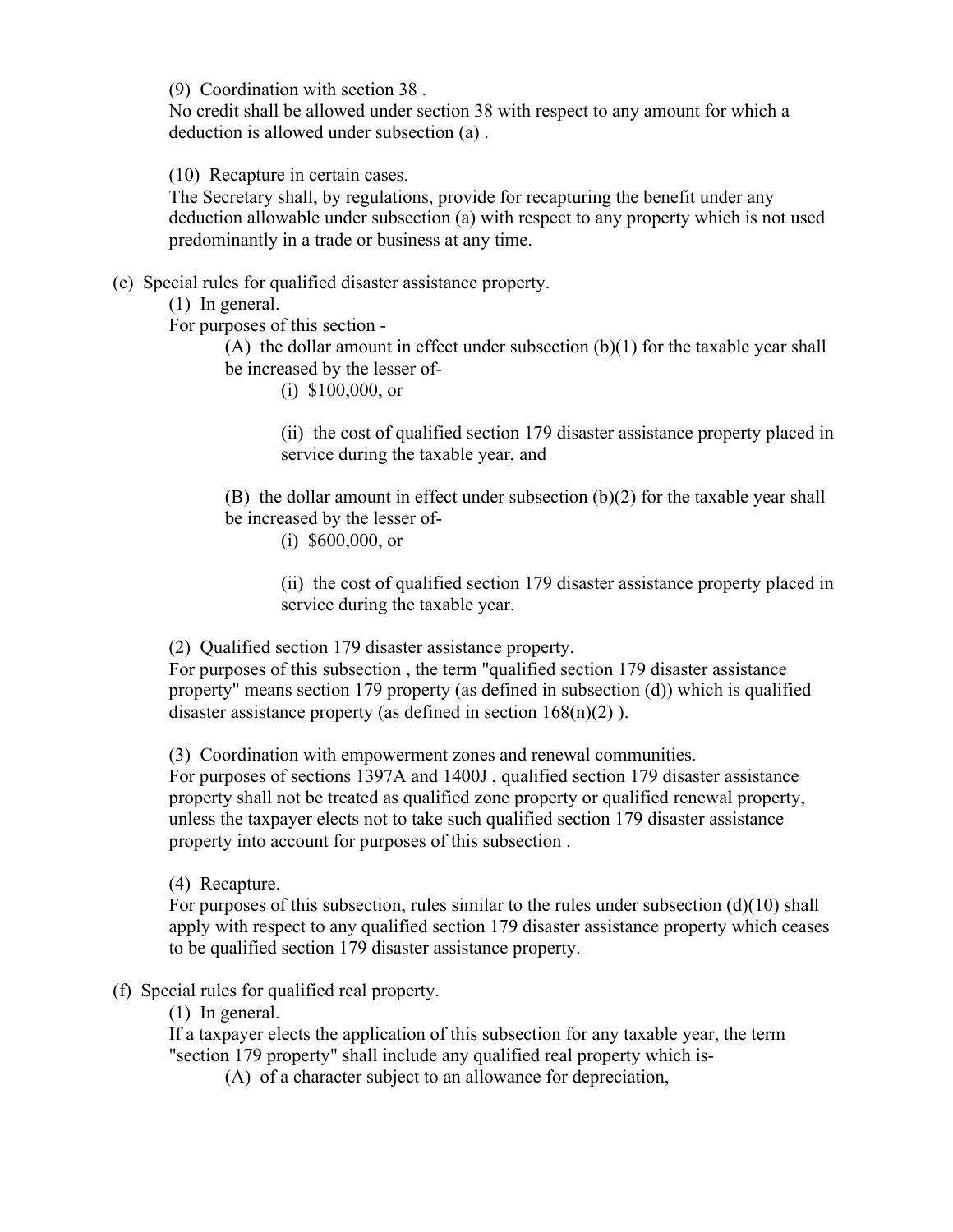(9) Coordination with section 38 .
No credit shall be allowed under section 38 with respect to any amount for which a deduction is allowed under subsection (a) .

(10) Recapture in certain cases.
The Secretary shall, by regulations, provide for recapturing the benefit under any deduction allowable under subsection (a) with respect to any property which is not used predominantly in a trade or business at any time.

(e) Special rules for qualified disaster assistance property.

(1) In general.
For purposes of this section -

(A) the dollar amount in effect under subsection (b)(1) for the taxable year shall be increased by the lesser of-

(i) $100,000, or

(ii) the cost of qualified section 179 disaster assistance property placed in service during the taxable year, and

(B) the dollar amount in effect under subsection (b)(2) for the taxable year shall be increased by the lesser of-

(i) $600,000, or

(ii) the cost of qualified section 179 disaster assistance property placed in service during the taxable year.

(2) Qualified section 179 disaster assistance property.
For purposes of this subsection , the term "qualified section 179 disaster assistance property" means section 179 property (as defined in subsection (d)) which is qualified disaster assistance property (as defined in section 168(n)(2) ).

(3) Coordination with empowerment zones and renewal communities.
For purposes of sections 1397A and 1400J , qualified section 179 disaster assistance property shall not be treated as qualified zone property or qualified renewal property, unless the taxpayer elects not to take such qualified section 179 disaster assistance property into account for purposes of this subsection .

(4) Recapture.
For purposes of this subsection, rules similar to the rules under subsection (d)(10) shall apply with respect to any qualified section 179 disaster assistance property which ceases to be qualified section 179 disaster assistance property.

(f) Special rules for qualified real property.

(1) In general.
If a taxpayer elects the application of this subsection for any taxable year, the term "section 179 property" shall include any qualified real property which is-

(A) of a character subject to an allowance for depreciation,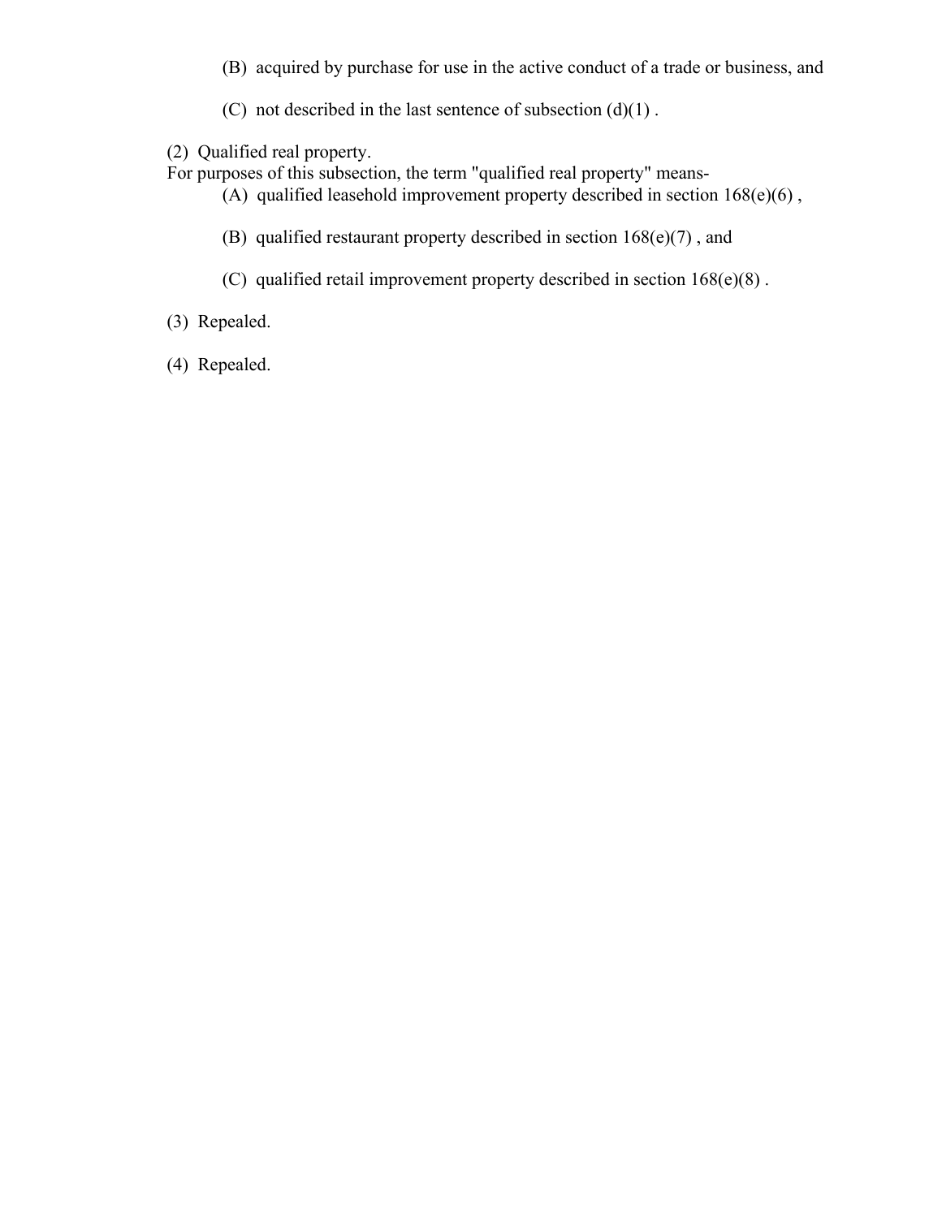(B) acquired by purchase for use in the active conduct of a trade or business, and

(C) not described in the last sentence of subsection (d)(1) .

(2) Qualified real property.
For purposes of this subsection, the term "qualified real property" means-

(A) qualified leasehold improvement property described in section 168(e)(6) ,

(B) qualified restaurant property described in section 168(e)(7) , and

(C) qualified retail improvement property described in section 168(e)(8) .

(3) Repealed.

(4) Repealed.